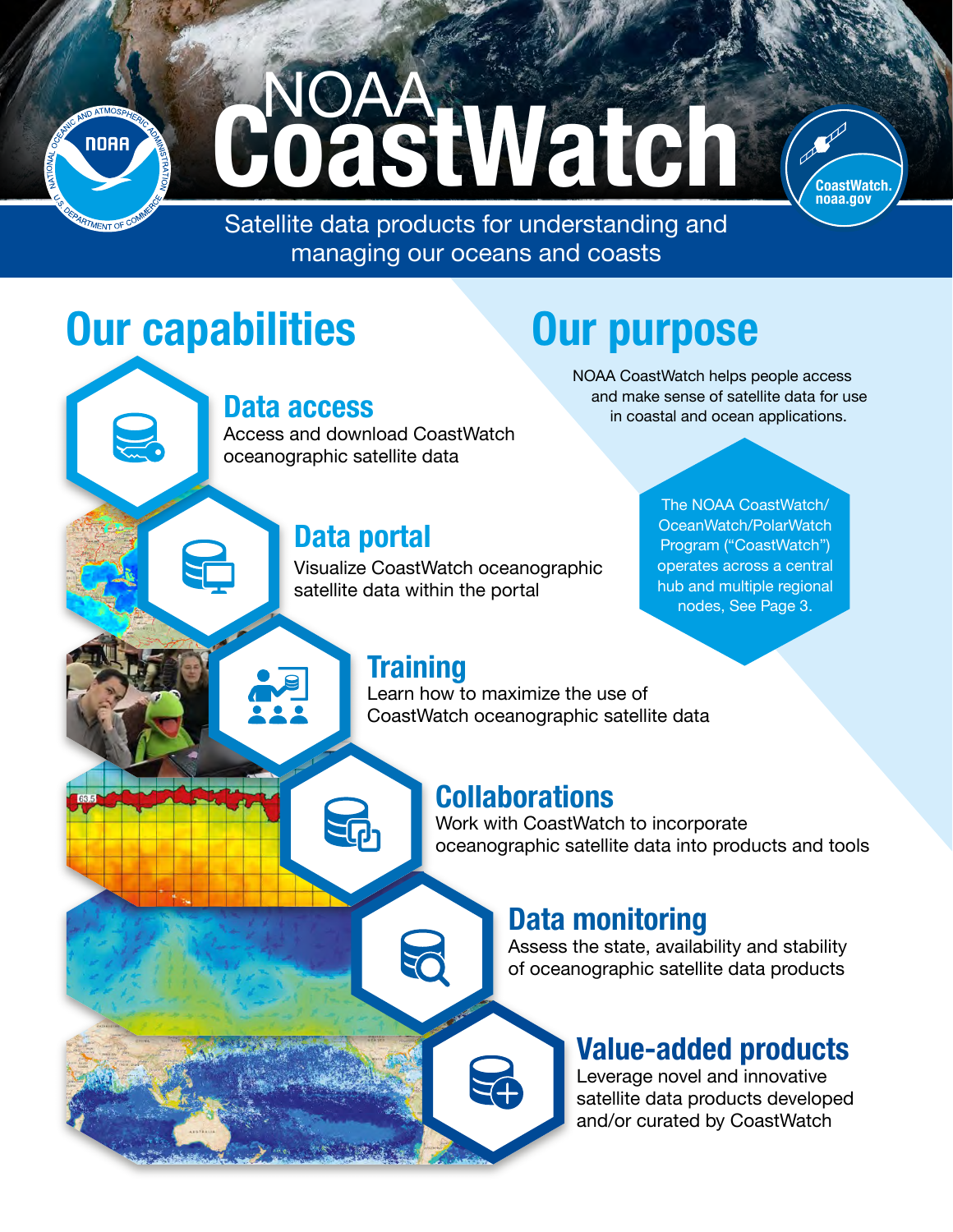# NOAA CoastWatch

Satellite data products for understanding and managing our oceans and coasts

## Our capabilities

### Data access

Access and download CoastWatch oceanographic satellite data

### Data portal

Visualize CoastWatch oceanographic satellite data within the portal

### Training

Learn how to maximize the use of CoastWatch oceanographic satellite data

### Collaborations

Work with CoastWatch to incorporate oceanographic satellite data into products and tools

### Data monitoring

Assess the state, availability and stability of oceanographic satellite data products

### Value-added products

Leverage novel and innovative satellite data products developed and/or curated by CoastWatch

## Our purpose

NOAA CoastWatch helps people access and make sense of satellite data for use in coastal and ocean applications.

The NOAA CoastWatch/OceanWatch/PolarWatch Program ("CoastWatch") operates across a central hub and multiple regional nodes, See Page 3.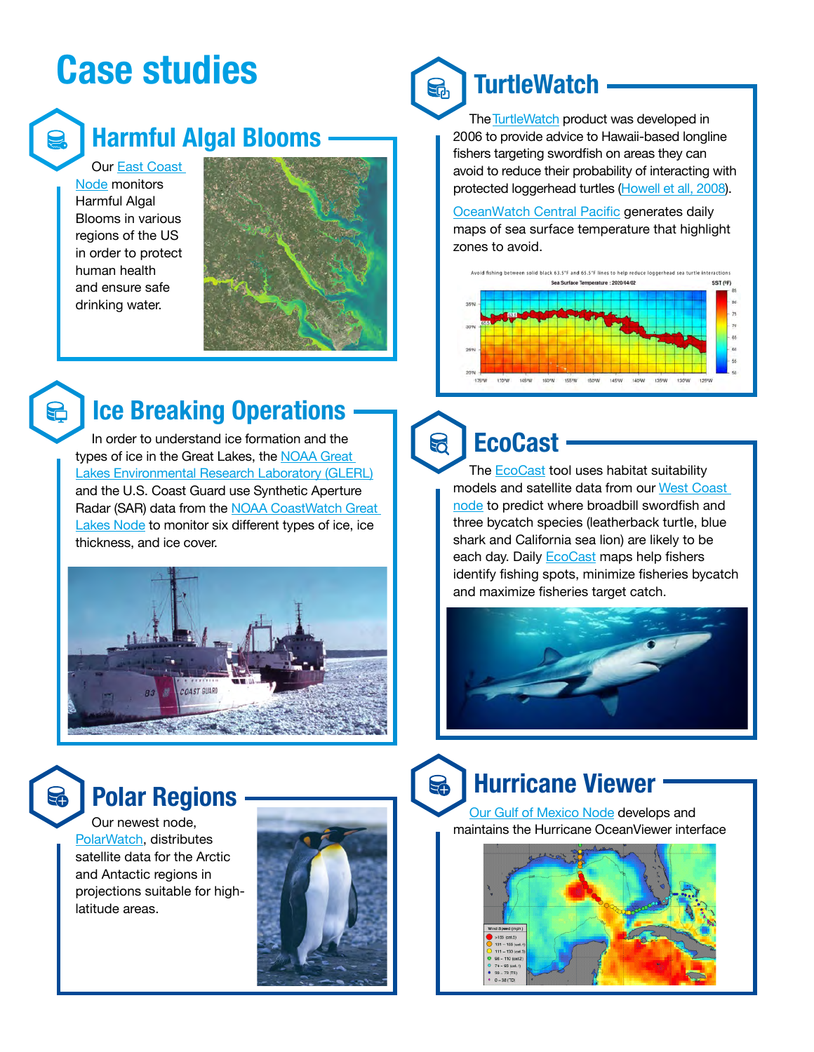# Case studies

## Harmful Algal Blooms

Our East Coast Node monitors Harmful Algal Blooms in various regions of the US in order to protect human health and ensure safe drinking water.

## TurtleWatch

The TurtleWatch product was developed in 2006 to provide advice to Hawaii-based longline fishers targeting swordfish on areas they can avoid to reduce their probability of interacting with protected loggerhead turtles (Howell et all, 2008).

OceanWatch Central Pacific generates daily maps of sea surface temperature that highlight zones to avoid.

## Ice Breaking Operations

In order to understand ice formation and the types of ice in the Great Lakes, the NOAA Great Lakes Environmental Research Laboratory (GLERL) and the U.S. Coast Guard use Synthetic Aperture Radar (SAR) data from the NOAA CoastWatch Great Lakes Node to monitor six different types of ice, ice thickness, and ice cover.

## EcoCast

The EcoCast tool uses habitat suitability models and satellite data from our West Coast node to predict where broadbill swordfish and three bycatch species (leatherback turtle, blue shark and California sea lion) are likely to be each day. Daily EcoCast maps help fishers identify fishing spots, minimize fisheries bycatch and maximize fisheries target catch.

## Polar Regions

Our newest node, PolarWatch, distributes satellite data for the Arctic and Antactic regions in projections suitable for high-latitude areas.

## Hurricane Viewer

Our Gulf of Mexico Node develops and maintains the Hurricane OceanViewer interface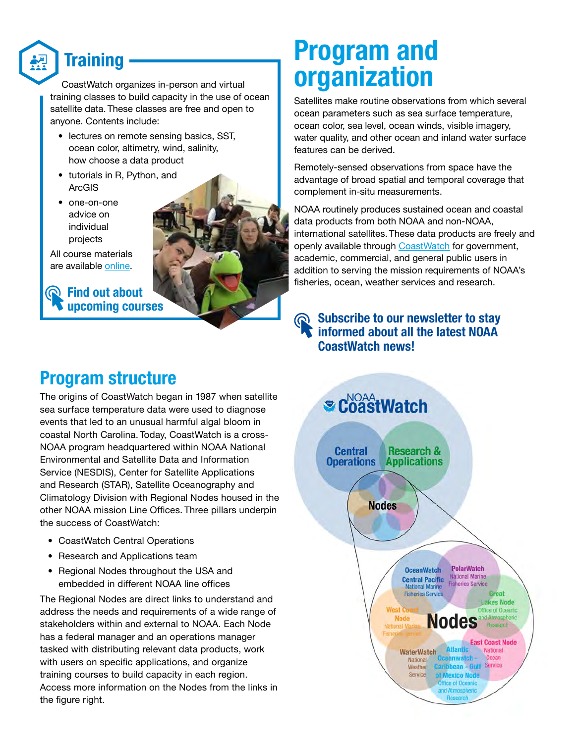## Training

CoastWatch organizes in-person and virtual training classes to build capacity in the use of ocean satellite data. These classes are free and open to anyone. Contents include:

- lectures on remote sensing basics, SST, ocean color, altimetry, wind, salinity, how choose a data product
- tutorials in R, Python, and ArcGIS
- one-on-one advice on individual projects

All course materials are available online.

**Find out about upcoming courses**

# Program and organization

Satellites make routine observations from which several ocean parameters such as sea surface temperature, ocean color, sea level, ocean winds, visible imagery, water quality, and other ocean and inland water surface features can be derived.

Remotely-sensed observations from space have the advantage of broad spatial and temporal coverage that complement in-situ measurements.

NOAA routinely produces sustained ocean and coastal data products from both NOAA and non-NOAA, international satellites. These data products are freely and openly available through CoastWatch for government, academic, commercial, and general public users in addition to serving the mission requirements of NOAA's fisheries, ocean, weather services and research.

**Subscribe to our newsletter to stay informed about all the latest NOAA CoastWatch news!**

## Program structure

The origins of CoastWatch began in 1987 when satellite sea surface temperature data were used to diagnose events that led to an unusual harmful algal bloom in coastal North Carolina. Today, CoastWatch is a cross-NOAA program headquartered within NOAA National Environmental and Satellite Data and Information Service (NESDIS), Center for Satellite Applications and Research (STAR), Satellite Oceanography and Climatology Division with Regional Nodes housed in the other NOAA mission Line Offices. Three pillars underpin the success of CoastWatch:

- CoastWatch Central Operations
- Research and Applications team
- Regional Nodes throughout the USA and embedded in different NOAA line offices

The Regional Nodes are direct links to understand and address the needs and requirements of a wide range of stakeholders within and external to NOAA. Each Node has a federal manager and an operations manager tasked with distributing relevant data products, work with users on specific applications, and organize training courses to build capacity in each region. Access more information on the Nodes from the links in the figure right.

NOAA CoastWatch

Central Operations | Research & Applications | Nodes

Nodes:
- OceanWatch Central Pacific – National Marine Fisheries Service
- PolarWatch – National Marine Fisheries Service
- Great Lakes Node – Office of Oceanic and Atmospheric Research
- West Coast Node – National Marine Fisheries Service
- East Coast Node – National Ocean Service
- WaterWatch – National Weather Service
- Atlantic Oceanwatch - Caribbean - Gulf of Mexico Node – Office of Oceanic and Atmospheric Research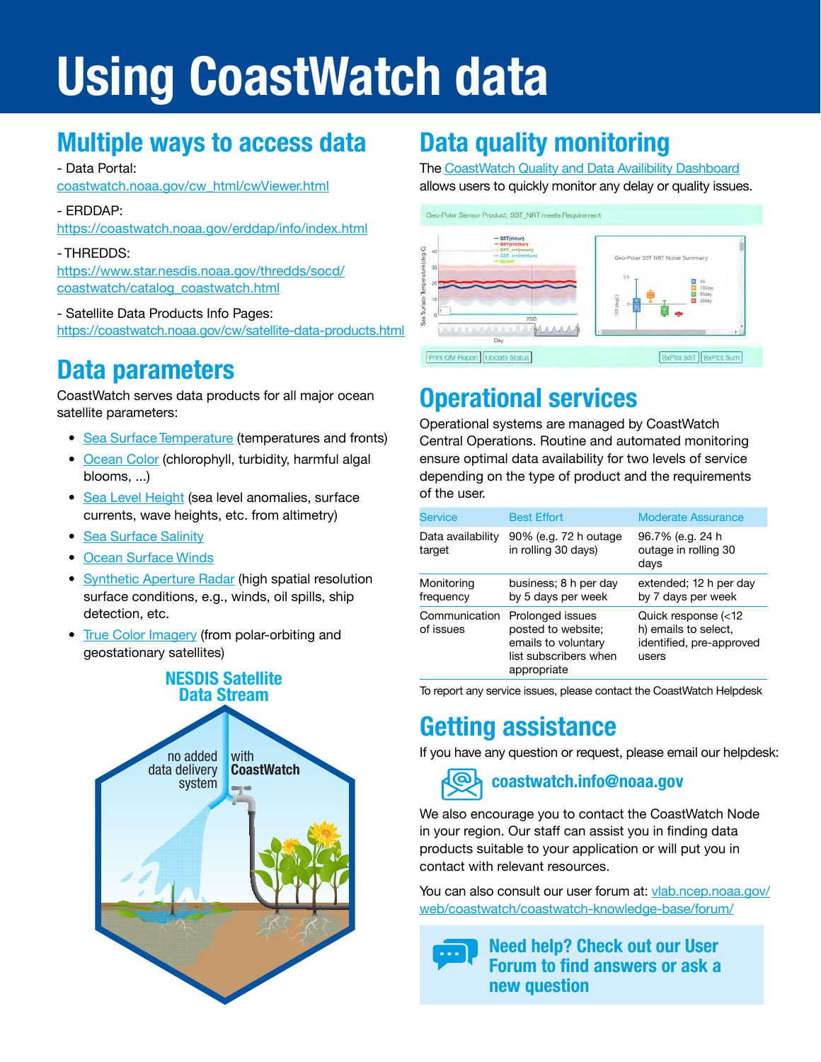# Using CoastWatch data

## Multiple ways to access data

- Data Portal:
coastwatch.noaa.gov/cw_html/cwViewer.html

- ERDDAP:
https://coastwatch.noaa.gov/erddap/info/index.html

- THREDDS:
https://www.star.nesdis.noaa.gov/thredds/socd/coastwatch/catalog_coastwatch.html

- Satellite Data Products Info Pages:
https://coastwatch.noaa.gov/cw/satellite-data-products.html

## Data parameters

CoastWatch serves data products for all major ocean satellite parameters:

- Sea Surface Temperature (temperatures and fronts)
- Ocean Color (chlorophyll, turbidity, harmful algal blooms, ...)
- Sea Level Height (sea level anomalies, surface currents, wave heights, etc. from altimetry)
- Sea Surface Salinity
- Ocean Surface Winds
- Synthetic Aperture Radar (high spatial resolution surface conditions, e.g., winds, oil spills, ship detection, etc.
- True Color Imagery (from polar-orbiting and geostationary satellites)

NESDIS Satellite Data Stream

no added data delivery system

with CoastWatch

## Data quality monitoring

The CoastWatch Quality and Data Availibility Dashboard allows users to quickly monitor any delay or quality issues.

Geo-Polar Sensor Product: SST_NRT meets Requirement

Geo-Polar SST NRT Noise Summary

Print QM Report | Update Status | BxPlot SST | BxPlot Sum

## Operational services

Operational systems are managed by CoastWatch Central Operations. Routine and automated monitoring ensure optimal data availability for two levels of service depending on the type of product and the requirements of the user.

| Service | Best Effort | Moderate Assurance |
|---|---|---|
| Data availability target | 90% (e.g. 72 h outage in rolling 30 days) | 96.7% (e.g. 24 h outage in rolling 30 days |
| Monitoring frequency | business; 8 h per day by 5 days per week | extended; 12 h per day by 7 days per week |
| Communication of issues | Prolonged issues posted to website; emails to voluntary list subscribers when appropriate | Quick response (<12 h) emails to select, identified, pre-approved users |

To report any service issues, please contact the CoastWatch Helpdesk

## Getting assistance

If you have any question or request, please email our helpdesk:

**coastwatch.info@noaa.gov**

We also encourage you to contact the CoastWatch Node in your region. Our staff can assist you in finding data products suitable to your application or will put you in contact with relevant resources.

You can also consult our user forum at: vlab.ncep.noaa.gov/web/coastwatch/coastwatch-knowledge-base/forum/

**Need help? Check out our User Forum to find answers or ask a new question**